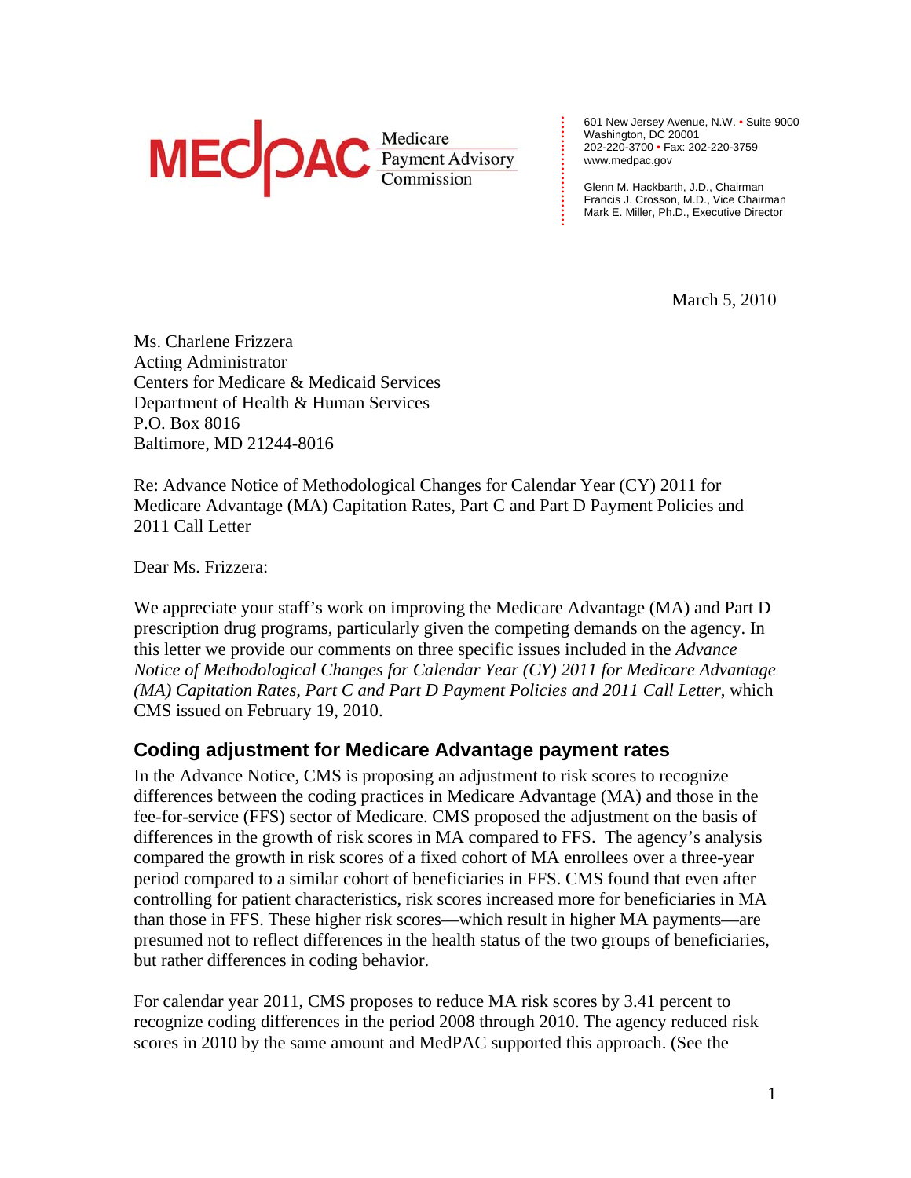MEDPAC Medicare Payment Advisory Commission

601 New Jersey Avenue, N.W. • Suite 9000
Washington, DC 20001
202-220-3700 • Fax: 202-220-3759
www.medpac.gov

Glenn M. Hackbarth, J.D., Chairman
Francis J. Crosson, M.D., Vice Chairman
Mark E. Miller, Ph.D., Executive Director

March 5, 2010

Ms. Charlene Frizzera
Acting Administrator
Centers for Medicare & Medicaid Services
Department of Health & Human Services
P.O. Box 8016
Baltimore, MD 21244-8016

Re: Advance Notice of Methodological Changes for Calendar Year (CY) 2011 for Medicare Advantage (MA) Capitation Rates, Part C and Part D Payment Policies and 2011 Call Letter

Dear Ms. Frizzera:

We appreciate your staff's work on improving the Medicare Advantage (MA) and Part D prescription drug programs, particularly given the competing demands on the agency. In this letter we provide our comments on three specific issues included in the *Advance Notice of Methodological Changes for Calendar Year (CY) 2011 for Medicare Advantage (MA) Capitation Rates, Part C and Part D Payment Policies and 2011 Call Letter*, which CMS issued on February 19, 2010.

## Coding adjustment for Medicare Advantage payment rates

In the Advance Notice, CMS is proposing an adjustment to risk scores to recognize differences between the coding practices in Medicare Advantage (MA) and those in the fee-for-service (FFS) sector of Medicare. CMS proposed the adjustment on the basis of differences in the growth of risk scores in MA compared to FFS. The agency's analysis compared the growth in risk scores of a fixed cohort of MA enrollees over a three-year period compared to a similar cohort of beneficiaries in FFS. CMS found that even after controlling for patient characteristics, risk scores increased more for beneficiaries in MA than those in FFS. These higher risk scores—which result in higher MA payments—are presumed not to reflect differences in the health status of the two groups of beneficiaries, but rather differences in coding behavior.

For calendar year 2011, CMS proposes to reduce MA risk scores by 3.41 percent to recognize coding differences in the period 2008 through 2010. The agency reduced risk scores in 2010 by the same amount and MedPAC supported this approach. (See the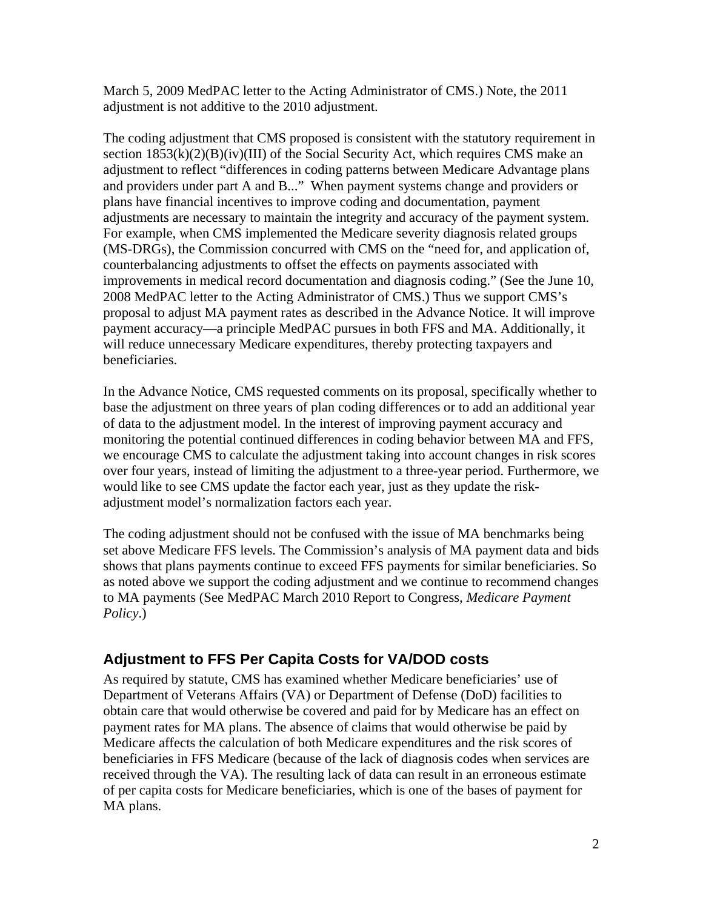March 5, 2009 MedPAC letter to the Acting Administrator of CMS.) Note, the 2011 adjustment is not additive to the 2010 adjustment.

The coding adjustment that CMS proposed is consistent with the statutory requirement in section 1853(k)(2)(B)(iv)(III) of the Social Security Act, which requires CMS make an adjustment to reflect "differences in coding patterns between Medicare Advantage plans and providers under part A and B..." When payment systems change and providers or plans have financial incentives to improve coding and documentation, payment adjustments are necessary to maintain the integrity and accuracy of the payment system. For example, when CMS implemented the Medicare severity diagnosis related groups (MS-DRGs), the Commission concurred with CMS on the "need for, and application of, counterbalancing adjustments to offset the effects on payments associated with improvements in medical record documentation and diagnosis coding." (See the June 10, 2008 MedPAC letter to the Acting Administrator of CMS.) Thus we support CMS's proposal to adjust MA payment rates as described in the Advance Notice. It will improve payment accuracy—a principle MedPAC pursues in both FFS and MA. Additionally, it will reduce unnecessary Medicare expenditures, thereby protecting taxpayers and beneficiaries.

In the Advance Notice, CMS requested comments on its proposal, specifically whether to base the adjustment on three years of plan coding differences or to add an additional year of data to the adjustment model. In the interest of improving payment accuracy and monitoring the potential continued differences in coding behavior between MA and FFS, we encourage CMS to calculate the adjustment taking into account changes in risk scores over four years, instead of limiting the adjustment to a three-year period. Furthermore, we would like to see CMS update the factor each year, just as they update the risk-adjustment model's normalization factors each year.

The coding adjustment should not be confused with the issue of MA benchmarks being set above Medicare FFS levels. The Commission's analysis of MA payment data and bids shows that plans payments continue to exceed FFS payments for similar beneficiaries. So as noted above we support the coding adjustment and we continue to recommend changes to MA payments (See MedPAC March 2010 Report to Congress, *Medicare Payment Policy*.)

## Adjustment to FFS Per Capita Costs for VA/DOD costs

As required by statute, CMS has examined whether Medicare beneficiaries' use of Department of Veterans Affairs (VA) or Department of Defense (DoD) facilities to obtain care that would otherwise be covered and paid for by Medicare has an effect on payment rates for MA plans. The absence of claims that would otherwise be paid by Medicare affects the calculation of both Medicare expenditures and the risk scores of beneficiaries in FFS Medicare (because of the lack of diagnosis codes when services are received through the VA). The resulting lack of data can result in an erroneous estimate of per capita costs for Medicare beneficiaries, which is one of the bases of payment for MA plans.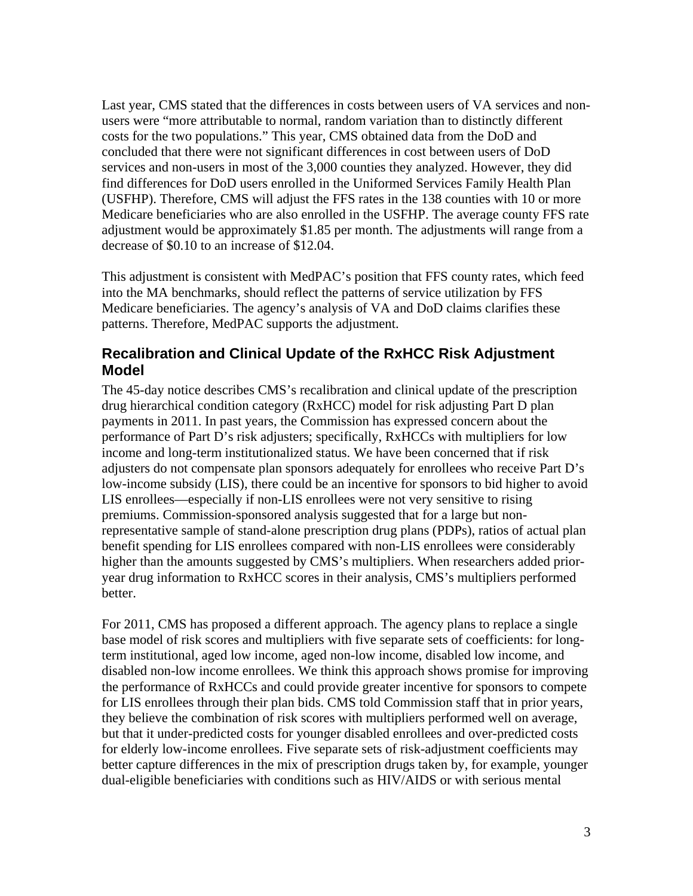Last year, CMS stated that the differences in costs between users of VA services and non-users were "more attributable to normal, random variation than to distinctly different costs for the two populations." This year, CMS obtained data from the DoD and concluded that there were not significant differences in cost between users of DoD services and non-users in most of the 3,000 counties they analyzed. However, they did find differences for DoD users enrolled in the Uniformed Services Family Health Plan (USFHP). Therefore, CMS will adjust the FFS rates in the 138 counties with 10 or more Medicare beneficiaries who are also enrolled in the USFHP. The average county FFS rate adjustment would be approximately $1.85 per month. The adjustments will range from a decrease of $0.10 to an increase of $12.04.

This adjustment is consistent with MedPAC's position that FFS county rates, which feed into the MA benchmarks, should reflect the patterns of service utilization by FFS Medicare beneficiaries. The agency's analysis of VA and DoD claims clarifies these patterns. Therefore, MedPAC supports the adjustment.

## Recalibration and Clinical Update of the RxHCC Risk Adjustment Model

The 45-day notice describes CMS's recalibration and clinical update of the prescription drug hierarchical condition category (RxHCC) model for risk adjusting Part D plan payments in 2011. In past years, the Commission has expressed concern about the performance of Part D's risk adjusters; specifically, RxHCCs with multipliers for low income and long-term institutionalized status. We have been concerned that if risk adjusters do not compensate plan sponsors adequately for enrollees who receive Part D's low-income subsidy (LIS), there could be an incentive for sponsors to bid higher to avoid LIS enrollees—especially if non-LIS enrollees were not very sensitive to rising premiums. Commission-sponsored analysis suggested that for a large but non-representative sample of stand-alone prescription drug plans (PDPs), ratios of actual plan benefit spending for LIS enrollees compared with non-LIS enrollees were considerably higher than the amounts suggested by CMS's multipliers. When researchers added prior-year drug information to RxHCC scores in their analysis, CMS's multipliers performed better.

For 2011, CMS has proposed a different approach. The agency plans to replace a single base model of risk scores and multipliers with five separate sets of coefficients: for long-term institutional, aged low income, aged non-low income, disabled low income, and disabled non-low income enrollees. We think this approach shows promise for improving the performance of RxHCCs and could provide greater incentive for sponsors to compete for LIS enrollees through their plan bids. CMS told Commission staff that in prior years, they believe the combination of risk scores with multipliers performed well on average, but that it under-predicted costs for younger disabled enrollees and over-predicted costs for elderly low-income enrollees. Five separate sets of risk-adjustment coefficients may better capture differences in the mix of prescription drugs taken by, for example, younger dual-eligible beneficiaries with conditions such as HIV/AIDS or with serious mental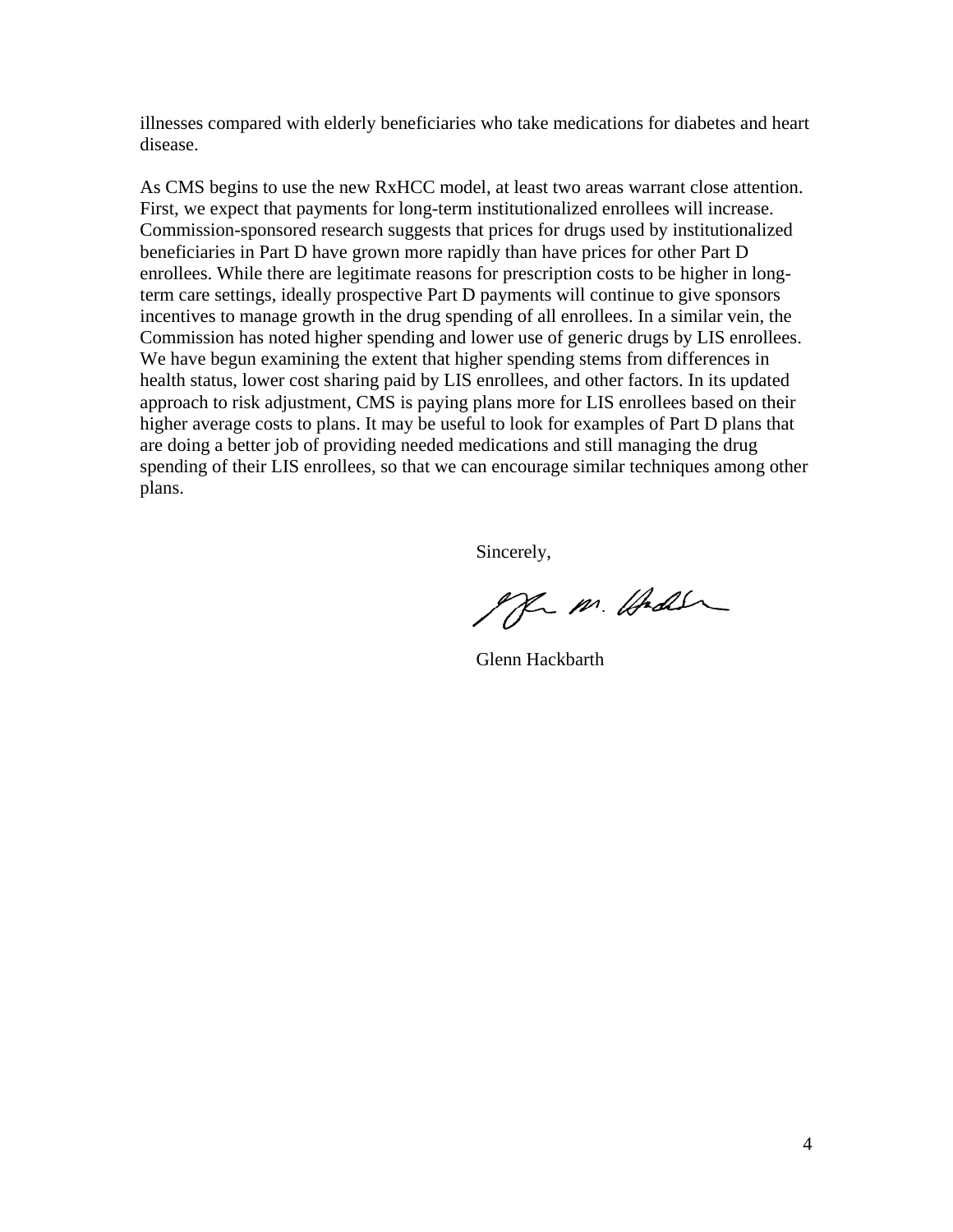illnesses compared with elderly beneficiaries who take medications for diabetes and heart disease.

As CMS begins to use the new RxHCC model, at least two areas warrant close attention. First, we expect that payments for long-term institutionalized enrollees will increase. Commission-sponsored research suggests that prices for drugs used by institutionalized beneficiaries in Part D have grown more rapidly than have prices for other Part D enrollees. While there are legitimate reasons for prescription costs to be higher in long-term care settings, ideally prospective Part D payments will continue to give sponsors incentives to manage growth in the drug spending of all enrollees. In a similar vein, the Commission has noted higher spending and lower use of generic drugs by LIS enrollees. We have begun examining the extent that higher spending stems from differences in health status, lower cost sharing paid by LIS enrollees, and other factors. In its updated approach to risk adjustment, CMS is paying plans more for LIS enrollees based on their higher average costs to plans. It may be useful to look for examples of Part D plans that are doing a better job of providing needed medications and still managing the drug spending of their LIS enrollees, so that we can encourage similar techniques among other plans.

Sincerely,

Glenn Hackbarth